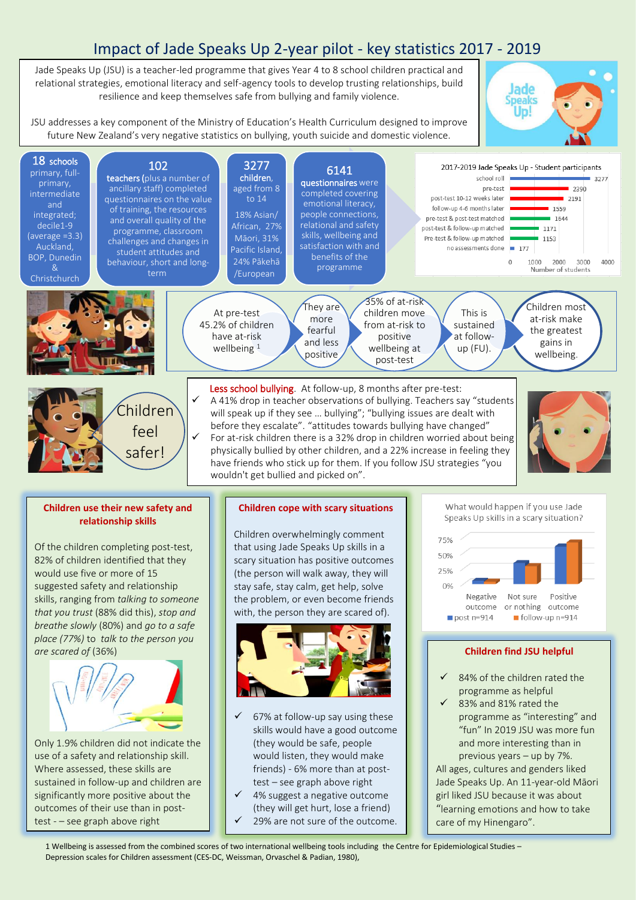# Impact of Jade Speaks Up 2-year pilot - key statistics 2017 - 2019

Jade Speaks Up (JSU) is a teacher-led programme that gives Year 4 to 8 school children practical and relational strategies, emotional literacy and self-agency tools to develop trusting relationships, build resilience and keep themselves safe from bullying and family violence.

JSU addresses a key component of the Ministry of Education's Health Curriculum designed to improve future New Zealand's very negative statistics on bullying, youth suicide and domestic violence.

**18 schools** primary, full-primary, intermediate and integrated; decile1-9 (average =3.3) Auckland, BOP, Dunedin & Christchurch

**102 teachers** (plus a number of ancillary staff) completed questionnaires on the value of training, the resources and overall quality of the programme, classroom challenges and changes in student attitudes and behaviour, short and long-term

**3277 children**, aged from 8 to 14

18% Asian/ African, 27% Māori, 31% Pacific Island, 24% Pākehā /European

**6141 questionnaires** were completed covering emotional literacy, people connections, relational and safety skills, wellbeing and satisfaction with and benefits of the programme

**2017-2019 Jade Speaks Up - Student participants**

| Category | Number of students |
|---|---|
| school roll | 3277 |
| pre-test | 2390 |
| post-test 10-12 weeks later | 2191 |
| follow-up 4-6 months later | 1559 |
| pre-test & post-test matched | 1644 |
| post-test & follow-up matched | 1171 |
| Pre-test & follow-up matched | 1153 |
| no assessments done | 177 |

At pre-test 45.2% of children have at-risk wellbeing [1] → They are more fearful and less positive → 35% of at-risk children move from at-risk to positive wellbeing at post-test → This is sustained at follow-up (FU). → Children most at-risk make the greatest gains in wellbeing.

**Children feel safer!**

Less school bullying. At follow-up, 8 months after pre-test:

- ✓ A 41% drop in teacher observations of bullying. Teachers say "students will speak up if they see … bullying"; "bullying issues are dealt with before they escalate". "attitudes towards bullying have changed"
- ✓ For at-risk children there is a 32% drop in children worried about being physically bullied by other children, and a 22% increase in feeling they have friends who stick up for them. If you follow JSU strategies "you wouldn't get bullied and picked on".

## Children use their new safety and relationship skills

Of the children completing post-test, 82% of children identified that they would use five or more of 15 suggested safety and relationship skills, ranging from *talking to someone that you trust* (88% did this), *stop and breathe slowly* (80%) and *go to a safe place (77%)* to *talk to the person you are scared of* (36%)

Only 1.9% children did not indicate the use of a safety and relationship skill. Where assessed, these skills are sustained in follow-up and children are significantly more positive about the outcomes of their use than in post-test - – see graph above right

## Children cope with scary situations

Children overwhelmingly comment that using Jade Speaks Up skills in a scary situation has positive outcomes (the person will walk away, they will stay safe, stay calm, get help, solve the problem, or even become friends with, the person they are scared of).

- ✓ 67% at follow-up say using these skills would have a good outcome (they would be safe, people would listen, they would make friends) - 6% more than at post-test – see graph above right
- ✓ 4% suggest a negative outcome (they will get hurt, lose a friend)
- ✓ 29% are not sure of the outcome.

**What would happen if you use Jade Speaks Up skills in a scary situation?**

(Bar chart: Negative outcome, Not sure or nothing, Positive outcome; post n=914, follow-up n=914; y-axis 0%–75%)

## Children find JSU helpful

- ✓ 84% of the children rated the programme as helpful
- ✓ 83% and 81% rated the programme as "interesting" and "fun" In 2019 JSU was more fun and more interesting than in previous years – up by 7%.

All ages, cultures and genders liked Jade Speaks Up. An 11-year-old Māori girl liked JSU because it was about "learning emotions and how to take care of my Hinengaro".

1 Wellbeing is assessed from the combined scores of two international wellbeing tools including the Centre for Epidemiological Studies – Depression scales for Children assessment (CES-DC, Weissman, Orvaschel & Padian, 1980),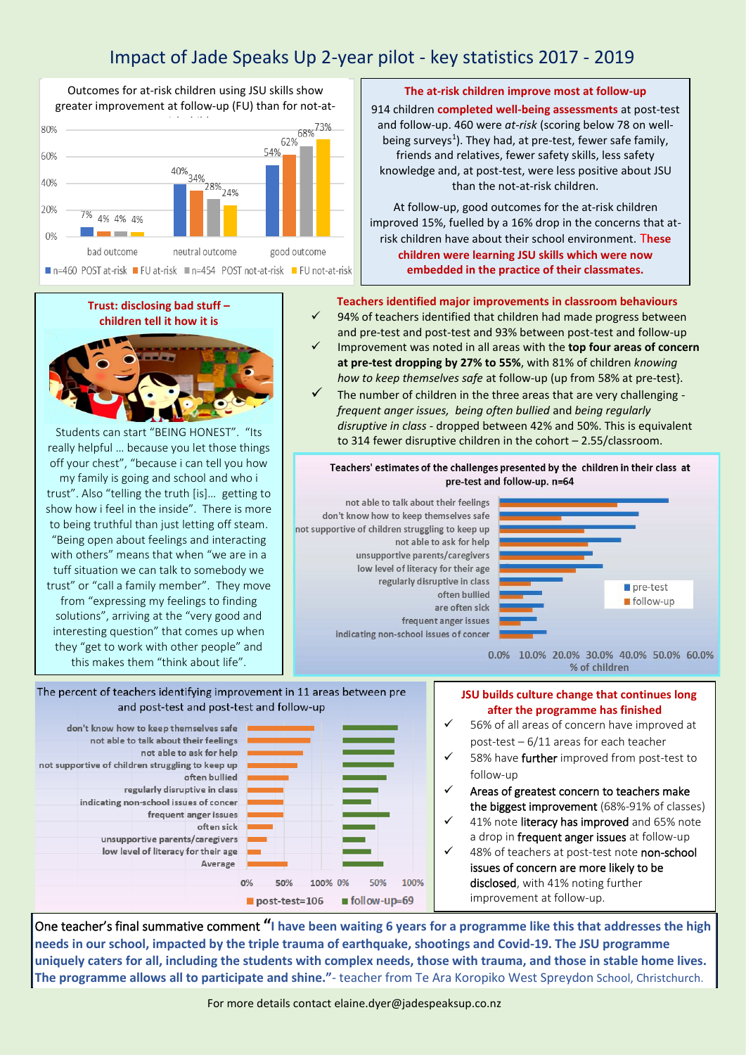# Impact of Jade Speaks Up 2-year pilot - key statistics 2017 - 2019

Outcomes for at-risk children using JSU skills show greater improvement at follow-up (FU) than for not-at-risk children

80%
60%
40%
20%
0%

7% 4% 4% 4%
40% 34% 28% 24%
54% 62% 68% 73%

bad outcome
neutral outcome
good outcome

n=460 POST at-risk | FU at-risk | n=454 POST not-at-risk | FU not-at-risk

**The at-risk children improve most at follow-up**

914 children **completed well-being assessments** at post-test and follow-up. 460 were *at-risk* (scoring below 78 on well-being surveys[1]). They had, at pre-test, fewer safe family, friends and relatives, fewer safety skills, less safety knowledge and, at post-test, were less positive about JSU than the not-at-risk children.

At follow-up, good outcomes for the at-risk children improved 15%, fuelled by a 16% drop in the concerns that at-risk children have about their school environment. **These children were learning JSU skills which were now embedded in the practice of their classmates.**

**Trust: disclosing bad stuff – children tell it how it is**

Students can start "BEING HONEST". "Its really helpful … because you let those things off your chest", "because i can tell you how my family is going and school and who i trust". Also "telling the truth [is]… getting to show how i feel in the inside". There is more to being truthful than just letting off steam. "Being open about feelings and interacting with others" means that when "we are in a tuff situation we can talk to somebody we trust" or "call a family member". They move from "expressing my feelings to finding solutions", arriving at the "very good and interesting question" that comes up when they "get to work with other people" and this makes them "think about life".

**Teachers identified major improvements in classroom behaviours**

- ✓ 94% of teachers identified that children had made progress between and pre-test and post-test and 93% between post-test and follow-up
- ✓ Improvement was noted in all areas with the **top four areas of concern at pre-test dropping by 27% to 55%**, with 81% of children *knowing how to keep themselves safe* at follow-up (up from 58% at pre-test).
- ✓ The number of children in the three areas that are very challenging - *frequent anger issues, being often bullied* and *being regularly disruptive in class* - dropped between 42% and 50%. This is equivalent to 314 fewer disruptive children in the cohort – 2.55/classroom.

Teachers' estimates of the challenges presented by the children in their class at pre-test and follow-up. n=64

not able to talk about their feelings
don't know how to keep themselves safe
not supportive of children struggling to keep up
not able to ask for help
unsupportive parents/caregivers
low level of literacy for their age
regularly disruptive in class
often bullied
are often sick
frequent anger issues
indicating non-school issues of concer

pre-test
follow-up

0.0% 10.0% 20.0% 30.0% 40.0% 50.0% 60.0%
% of children

The percent of teachers identifying improvement in 11 areas between pre and post-test and post-test and follow-up

don't know how to keep themselves safe
not able to talk about their feelings
not able to ask for help
not supportive of children struggling to keep up
often bullied
regularly disruptive in class
indicating non-school issues of concer
frequent anger issues
often sick
unsupportive parents/caregivers
low level of literacy for their age
Average

0% 50% 100% 0% 50% 100%

post-test=106 | follow-up=69

**JSU builds culture change that continues long after the programme has finished**

- ✓ 56% of all areas of concern have improved at post-test – 6/11 areas for each teacher
- ✓ 58% have **further** improved from post-test to follow-up
- ✓ Areas of greatest concern to teachers make the biggest improvement (68%-91% of classes)
- ✓ 41% note literacy has improved and 65% note a drop in frequent anger issues at follow-up
- ✓ 48% of teachers at post-test note non-school issues of concern are more likely to be disclosed, with 41% noting further improvement at follow-up.

One teacher's final summative comment "**I have been waiting 6 years for a programme like this that addresses the high needs in our school, impacted by the triple trauma of earthquake, shootings and Covid-19. The JSU programme uniquely caters for all, including the students with complex needs, those with trauma, and those in stable home lives. The programme allows all to participate and shine."**- teacher from Te Ara Koropiko West Spreydon School, Christchurch.

For more details contact elaine.dyer@jadespeaksup.co.nz